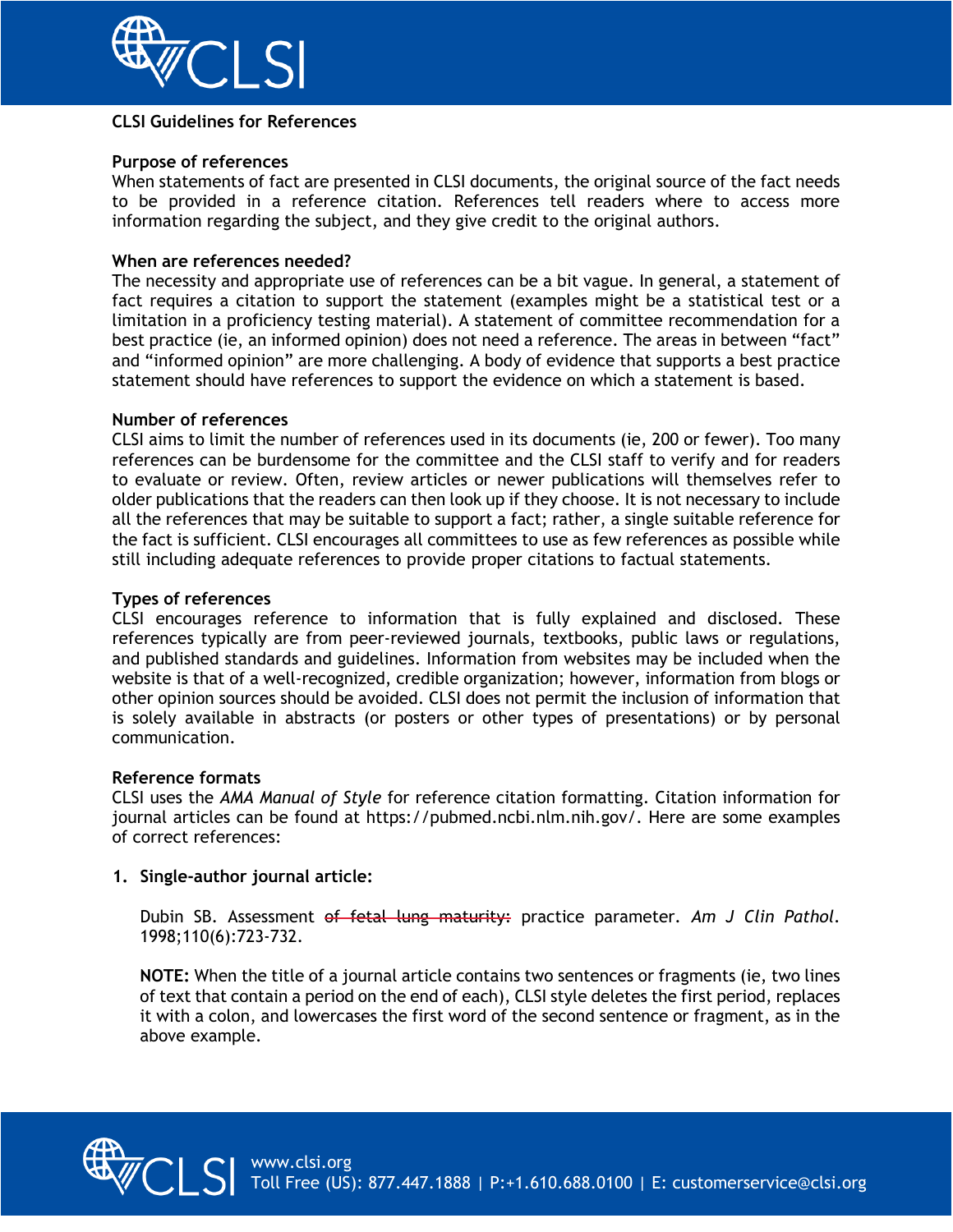## CLSI Guidelines for References

### Purpose of references

When statements of fact are presented in CLSI documents, the original source of the fact needs to be provided in a reference citation. References tell readers where to access more information regarding the subject, and they give credit to the original authors.

### When are references needed?

The necessity and appropriate use of references can be a bit vague. In general, a statement of fact requires a citation to support the statement (examples might be a statistical test or a limitation in a proficiency testing material). A statement of committee recommendation for a best practice (ie, an informed opinion) does not need a reference. The areas in between "fact" and "informed opinion" are more challenging. A body of evidence that supports a best practice statement should have references to support the evidence on which a statement is based.

### Number of references

CLSI aims to limit the number of references used in its documents (ie, 200 or fewer). Too many references can be burdensome for the committee and the CLSI staff to verify and for readers to evaluate or review. Often, review articles or newer publications will themselves refer to older publications that the readers can then look up if they choose. It is not necessary to include all the references that may be suitable to support a fact; rather, a single suitable reference for the fact is sufficient. CLSI encourages all committees to use as few references as possible while still including adequate references to provide proper citations to factual statements.

### Types of references

CLSI encourages reference to information that is fully explained and disclosed. These references typically are from peer-reviewed journals, textbooks, public laws or regulations, and published standards and guidelines. Information from websites may be included when the website is that of a well-recognized, credible organization; however, information from blogs or other opinion sources should be avoided. CLSI does not permit the inclusion of information that is solely available in abstracts (or posters or other types of presentations) or by personal communication.

### Reference formats

CLSI uses the *AMA Manual of Style* for reference citation formatting. Citation information for journal articles can be found at https://pubmed.ncbi.nlm.nih.gov/. Here are some examples of correct references:

1. **Single-author journal article:**

   Dubin SB. Assessment ~~of fetal lung maturity:~~ practice parameter. *Am J Clin Pathol*. 1998;110(6):723-732.

   **NOTE:** When the title of a journal article contains two sentences or fragments (ie, two lines of text that contain a period on the end of each), CLSI style deletes the first period, replaces it with a colon, and lowercases the first word of the second sentence or fragment, as in the above example.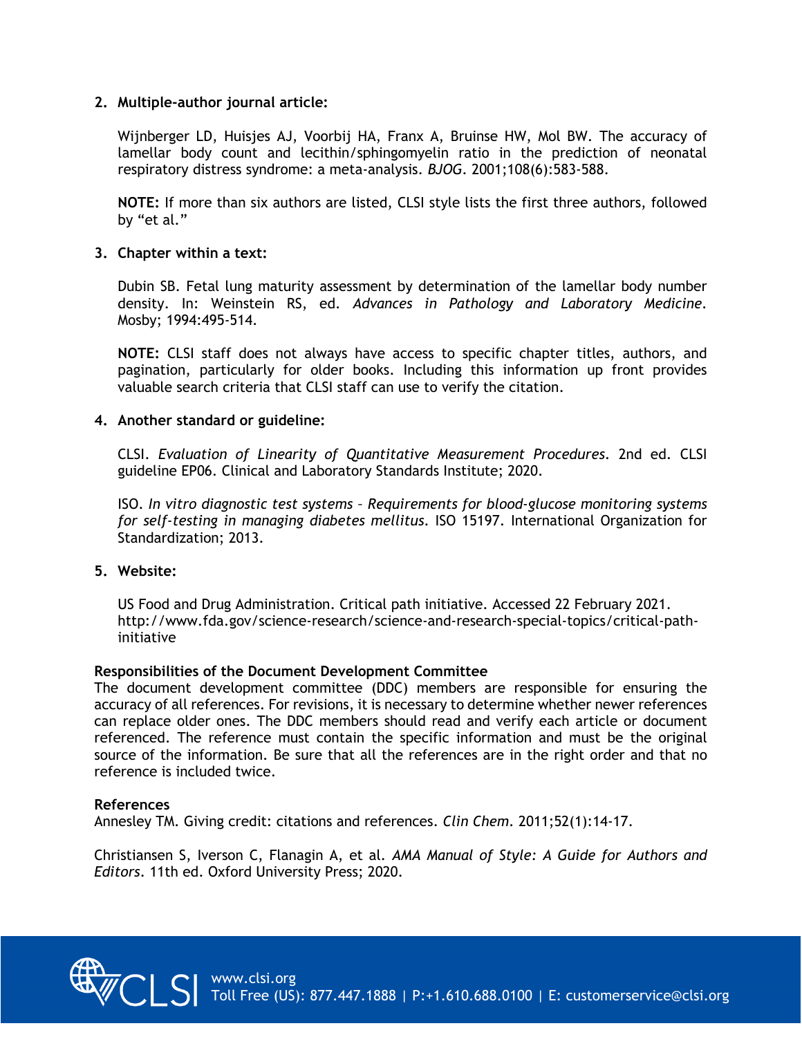2. **Multiple-author journal article:**

   Wijnberger LD, Huisjes AJ, Voorbij HA, Franx A, Bruinse HW, Mol BW. The accuracy of lamellar body count and lecithin/sphingomyelin ratio in the prediction of neonatal respiratory distress syndrome: a meta-analysis. *BJOG*. 2001;108(6):583-588.

   **NOTE:** If more than six authors are listed, CLSI style lists the first three authors, followed by "et al."

3. **Chapter within a text:**

   Dubin SB. Fetal lung maturity assessment by determination of the lamellar body number density. In: Weinstein RS, ed. *Advances in Pathology and Laboratory Medicine*. Mosby; 1994:495-514.

   **NOTE:** CLSI staff does not always have access to specific chapter titles, authors, and pagination, particularly for older books. Including this information up front provides valuable search criteria that CLSI staff can use to verify the citation.

4. **Another standard or guideline:**

   CLSI. *Evaluation of Linearity of Quantitative Measurement Procedures*. 2nd ed. CLSI guideline EP06. Clinical and Laboratory Standards Institute; 2020.

   ISO. *In vitro diagnostic test systems – Requirements for blood-glucose monitoring systems for self-testing in managing diabetes mellitus*. ISO 15197. International Organization for Standardization; 2013.

5. **Website:**

   US Food and Drug Administration. Critical path initiative. Accessed 22 February 2021. http://www.fda.gov/science-research/science-and-research-special-topics/critical-path-initiative

**Responsibilities of the Document Development Committee**

The document development committee (DDC) members are responsible for ensuring the accuracy of all references. For revisions, it is necessary to determine whether newer references can replace older ones. The DDC members should read and verify each article or document referenced. The reference must contain the specific information and must be the original source of the information. Be sure that all the references are in the right order and that no reference is included twice.

**References**

Annesley TM. Giving credit: citations and references. *Clin Chem*. 2011;52(1):14-17.

Christiansen S, Iverson C, Flanagin A, et al. *AMA Manual of Style: A Guide for Authors and Editors*. 11th ed. Oxford University Press; 2020.

CLSI www.clsi.org
Toll Free (US): 877.447.1888 | P:+1.610.688.0100 | E: customerservice@clsi.org